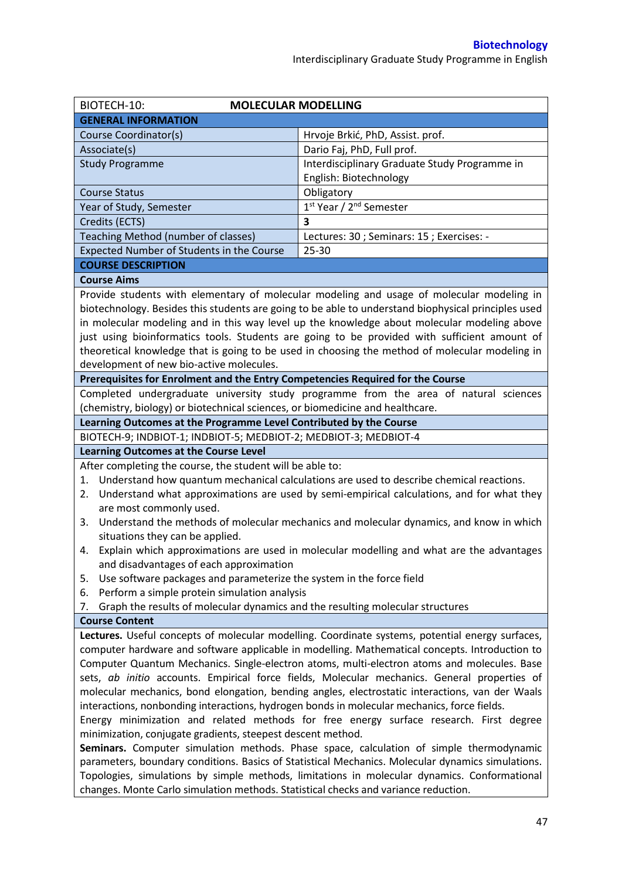| BIOTECH-10: | MOLECULAR MODELLING |
|---|---|
| **GENERAL INFORMATION** | |
| Course Coordinator(s) | Hrvoje Brkić, PhD, Assist. prof. |
| Associate(s) | Dario Faj, PhD, Full prof. |
| Study Programme | Interdisciplinary Graduate Study Programme in English: Biotechnology |
| Course Status | Obligatory |
| Year of Study, Semester | 1st Year / 2nd Semester |
| Credits (ECTS) | **3** |
| Teaching Method (number of classes) | Lectures: 30 ; Seminars: 15 ; Exercises: - |
| Expected Number of Students in the Course | 25-30 |

## COURSE DESCRIPTION

### Course Aims

Provide students with elementary of molecular modeling and usage of molecular modeling in biotechnology. Besides this students are going to be able to understand biophysical principles used in molecular modeling and in this way level up the knowledge about molecular modeling above just using bioinformatics tools. Students are going to be provided with sufficient amount of theoretical knowledge that is going to be used in choosing the method of molecular modeling in development of new bio-active molecules.

### Prerequisites for Enrolment and the Entry Competencies Required for the Course

Completed undergraduate university study programme from the area of natural sciences (chemistry, biology) or biotechnical sciences, or biomedicine and healthcare.

### Learning Outcomes at the Programme Level Contributed by the Course

BIOTECH-9; INDBIOT-1; INDBIOT-5; MEDBIOT-2; MEDBIOT-3; MEDBIOT-4

### Learning Outcomes at the Course Level

After completing the course, the student will be able to:

1. Understand how quantum mechanical calculations are used to describe chemical reactions.
2. Understand what approximations are used by semi-empirical calculations, and for what they are most commonly used.
3. Understand the methods of molecular mechanics and molecular dynamics, and know in which situations they can be applied.
4. Explain which approximations are used in molecular modelling and what are the advantages and disadvantages of each approximation
5. Use software packages and parameterize the system in the force field
6. Perform a simple protein simulation analysis
7. Graph the results of molecular dynamics and the resulting molecular structures

### Course Content

**Lectures.** Useful concepts of molecular modelling. Coordinate systems, potential energy surfaces, computer hardware and software applicable in modelling. Mathematical concepts. Introduction to Computer Quantum Mechanics. Single-electron atoms, multi-electron atoms and molecules. Base sets, *ab initio* accounts. Empirical force fields, Molecular mechanics. General properties of molecular mechanics, bond elongation, bending angles, electrostatic interactions, van der Waals interactions, nonbonding interactions, hydrogen bonds in molecular mechanics, force fields.
Energy minimization and related methods for free energy surface research. First degree minimization, conjugate gradients, steepest descent method.
**Seminars.** Computer simulation methods. Phase space, calculation of simple thermodynamic parameters, boundary conditions. Basics of Statistical Mechanics. Molecular dynamics simulations. Topologies, simulations by simple methods, limitations in molecular dynamics. Conformational changes. Monte Carlo simulation methods. Statistical checks and variance reduction.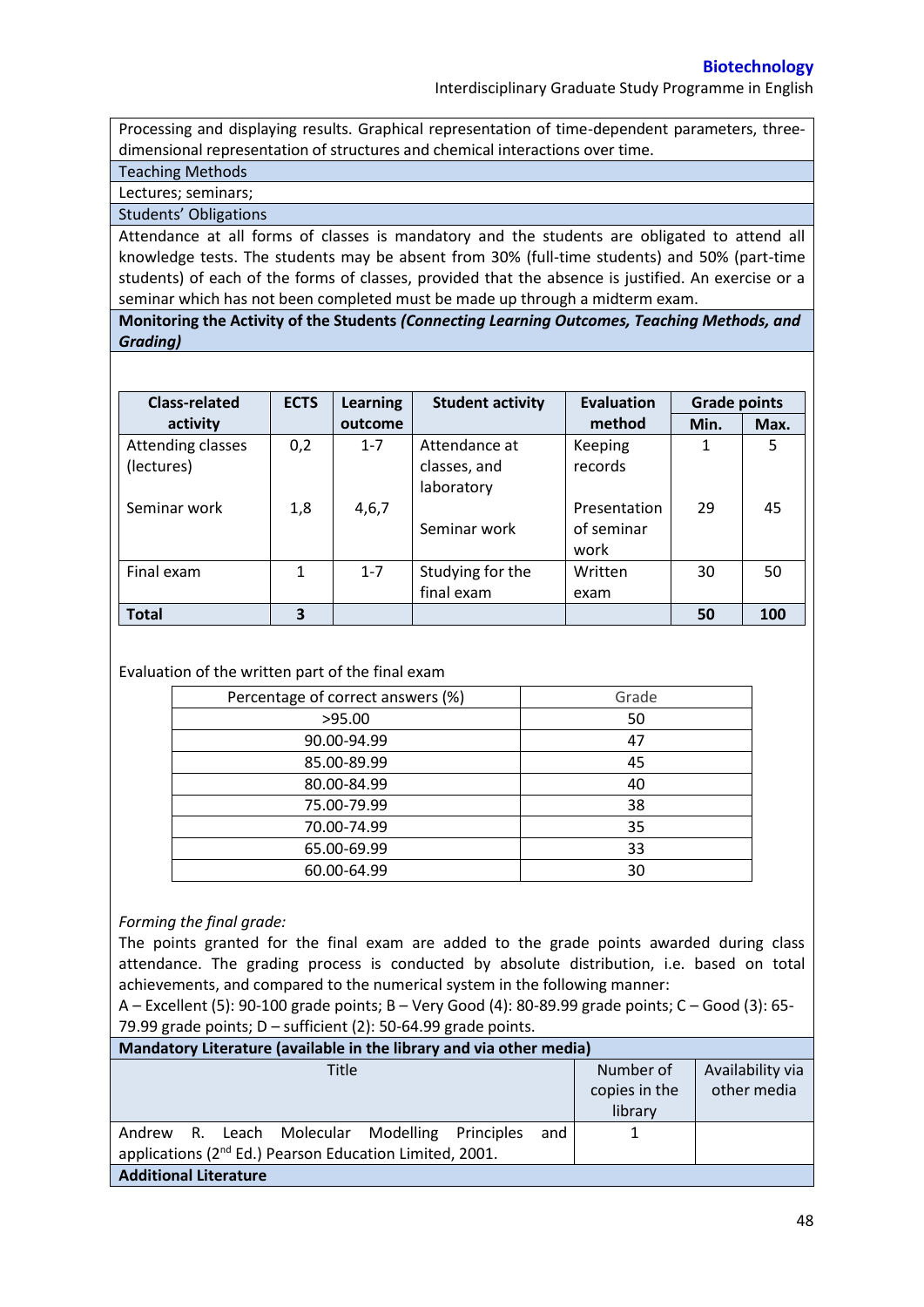Processing and displaying results. Graphical representation of time-dependent parameters, three-dimensional representation of structures and chemical interactions over time.

**Teaching Methods**

Lectures; seminars;

**Students' Obligations**

Attendance at all forms of classes is mandatory and the students are obligated to attend all knowledge tests. The students may be absent from 30% (full-time students) and 50% (part-time students) of each of the forms of classes, provided that the absence is justified. An exercise or a seminar which has not been completed must be made up through a midterm exam.

**Monitoring the Activity of the Students *(Connecting Learning Outcomes, Teaching Methods, and Grading)***

| Class-related activity | ECTS | Learning outcome | Student activity | Evaluation method | Grade points | |
|---|---|---|---|---|---|---|
| | | | | | Min. | Max. |
| Attending classes (lectures) | 0,2 | 1-7 | Attendance at classes, and laboratory | Keeping records | 1 | 5 |
| Seminar work | 1,8 | 4,6,7 | Seminar work | Presentation of seminar work | 29 | 45 |
| Final exam | 1 | 1-7 | Studying for the final exam | Written exam | 30 | 50 |
| **Total** | **3** | | | | **50** | **100** |

Evaluation of the written part of the final exam

| Percentage of correct answers (%) | Grade |
|---|---|
| >95.00 | 50 |
| 90.00-94.99 | 47 |
| 85.00-89.99 | 45 |
| 80.00-84.99 | 40 |
| 75.00-79.99 | 38 |
| 70.00-74.99 | 35 |
| 65.00-69.99 | 33 |
| 60.00-64.99 | 30 |

*Forming the final grade:*

The points granted for the final exam are added to the grade points awarded during class attendance. The grading process is conducted by absolute distribution, i.e. based on total achievements, and compared to the numerical system in the following manner:

A – Excellent (5): 90-100 grade points; B – Very Good (4): 80-89.99 grade points; C – Good (3): 65-79.99 grade points; D – sufficient (2): 50-64.99 grade points.

**Mandatory Literature (available in the library and via other media)**

| Title | Number of copies in the library | Availability via other media |
|---|---|---|
| Andrew R. Leach Molecular Modelling Principles and applications (2nd Ed.) Pearson Education Limited, 2001. | 1 | |

**Additional Literature**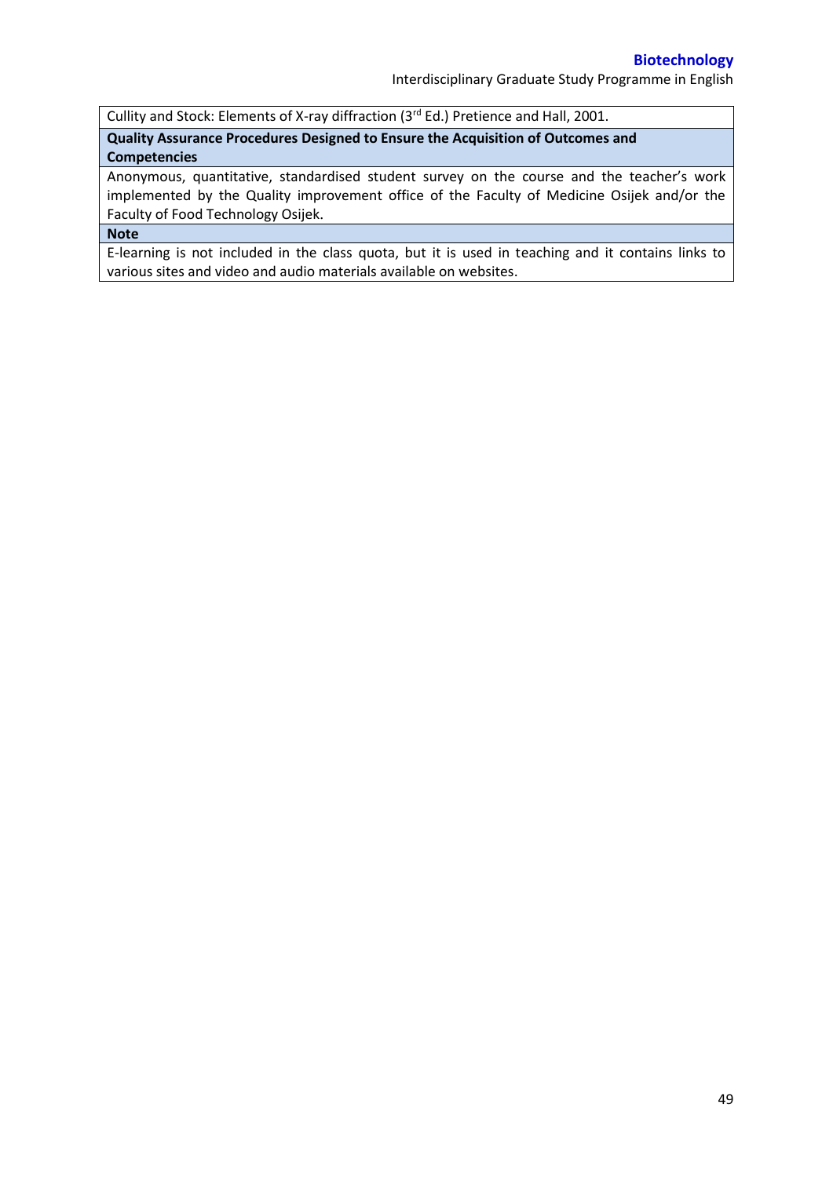| |
|---|
| Cullity and Stock: Elements of X-ray diffraction (3rd Ed.) Pretience and Hall, 2001. |
| **Quality Assurance Procedures Designed to Ensure the Acquisition of Outcomes and Competencies** |
| Anonymous, quantitative, standardised student survey on the course and the teacher's work implemented by the Quality improvement office of the Faculty of Medicine Osijek and/or the Faculty of Food Technology Osijek. |
| **Note** |
| E-learning is not included in the class quota, but it is used in teaching and it contains links to various sites and video and audio materials available on websites. |